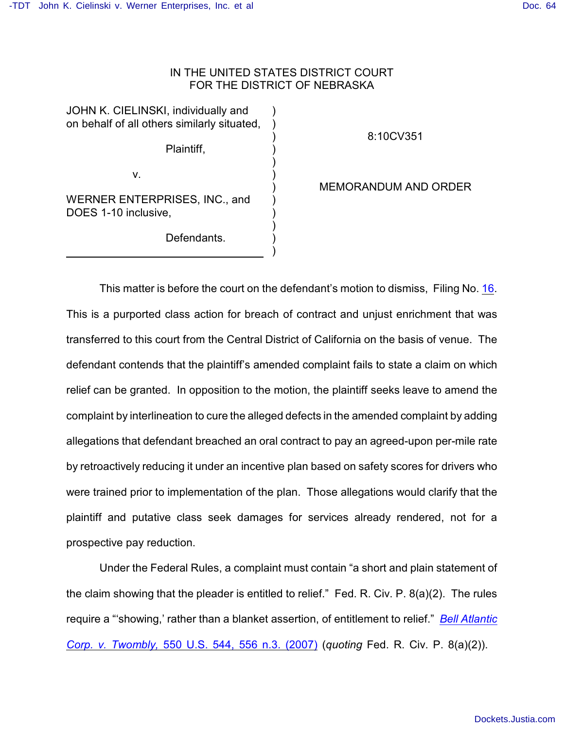IN THE UNITED STATES DISTRICT COURT
FOR THE DISTRICT OF NEBRASKA

| | | |
|---|---|---|
| JOHN K. CIELINSKI, individually and on behalf of all others similarly situated, | ) | 8:10CV351 |
| Plaintiff, | ) | |
| v. | ) | MEMORANDUM AND ORDER |
| WERNER ENTERPRISES, INC., and DOES 1-10 inclusive, | ) | |
| Defendants. | ) | |

This matter is before the court on the defendant's motion to dismiss, Filing No. 16. This is a purported class action for breach of contract and unjust enrichment that was transferred to this court from the Central District of California on the basis of venue. The defendant contends that the plaintiff's amended complaint fails to state a claim on which relief can be granted. In opposition to the motion, the plaintiff seeks leave to amend the complaint by interlineation to cure the alleged defects in the amended complaint by adding allegations that defendant breached an oral contract to pay an agreed-upon per-mile rate by retroactively reducing it under an incentive plan based on safety scores for drivers who were trained prior to implementation of the plan. Those allegations would clarify that the plaintiff and putative class seek damages for services already rendered, not for a prospective pay reduction.

Under the Federal Rules, a complaint must contain "a short and plain statement of the claim showing that the pleader is entitled to relief." Fed. R. Civ. P. 8(a)(2). The rules require a "'showing,' rather than a blanket assertion, of entitlement to relief." *Bell Atlantic Corp. v. Twombly*, 550 U.S. 544, 556 n.3. (2007) (*quoting* Fed. R. Civ. P. 8(a)(2)).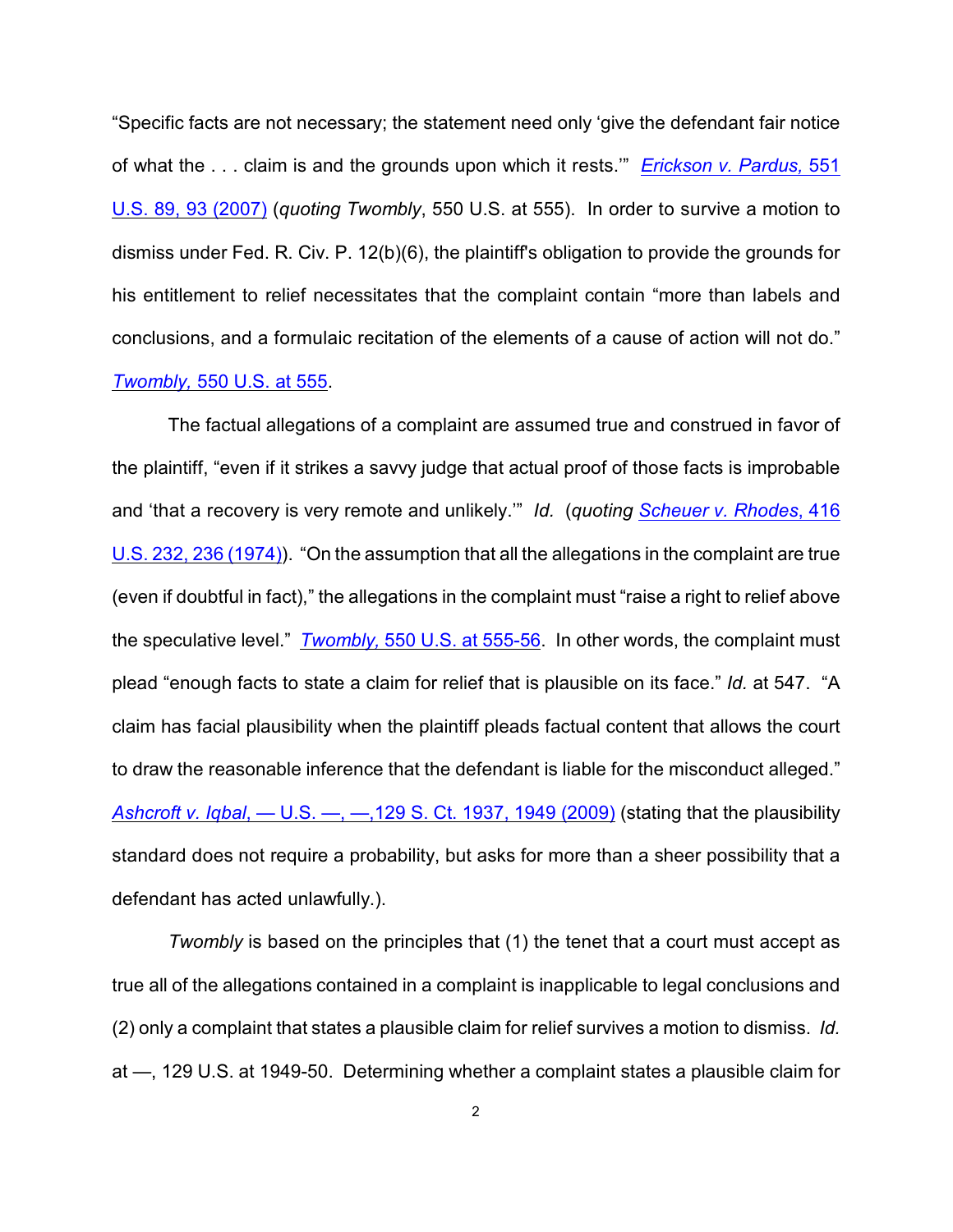"Specific facts are not necessary; the statement need only 'give the defendant fair notice of what the . . . claim is and the grounds upon which it rests.'" *Erickson v. Pardus*, 551 U.S. 89, 93 (2007) (*quoting Twombly*, 550 U.S. at 555). In order to survive a motion to dismiss under Fed. R. Civ. P. 12(b)(6), the plaintiff's obligation to provide the grounds for his entitlement to relief necessitates that the complaint contain "more than labels and conclusions, and a formulaic recitation of the elements of a cause of action will not do." *Twombly*, 550 U.S. at 555.

The factual allegations of a complaint are assumed true and construed in favor of the plaintiff, "even if it strikes a savvy judge that actual proof of those facts is improbable and 'that a recovery is very remote and unlikely.'" *Id.* (*quoting Scheuer v. Rhodes*, 416 U.S. 232, 236 (1974)). "On the assumption that all the allegations in the complaint are true (even if doubtful in fact)," the allegations in the complaint must "raise a right to relief above the speculative level." *Twombly*, 550 U.S. at 555-56. In other words, the complaint must plead "enough facts to state a claim for relief that is plausible on its face." *Id.* at 547. "A claim has facial plausibility when the plaintiff pleads factual content that allows the court to draw the reasonable inference that the defendant is liable for the misconduct alleged." *Ashcroft v. Iqbal*, — U.S. —, —,129 S. Ct. 1937, 1949 (2009) (stating that the plausibility standard does not require a probability, but asks for more than a sheer possibility that a defendant has acted unlawfully.).

*Twombly* is based on the principles that (1) the tenet that a court must accept as true all of the allegations contained in a complaint is inapplicable to legal conclusions and (2) only a complaint that states a plausible claim for relief survives a motion to dismiss. *Id.* at —, 129 U.S. at 1949-50. Determining whether a complaint states a plausible claim for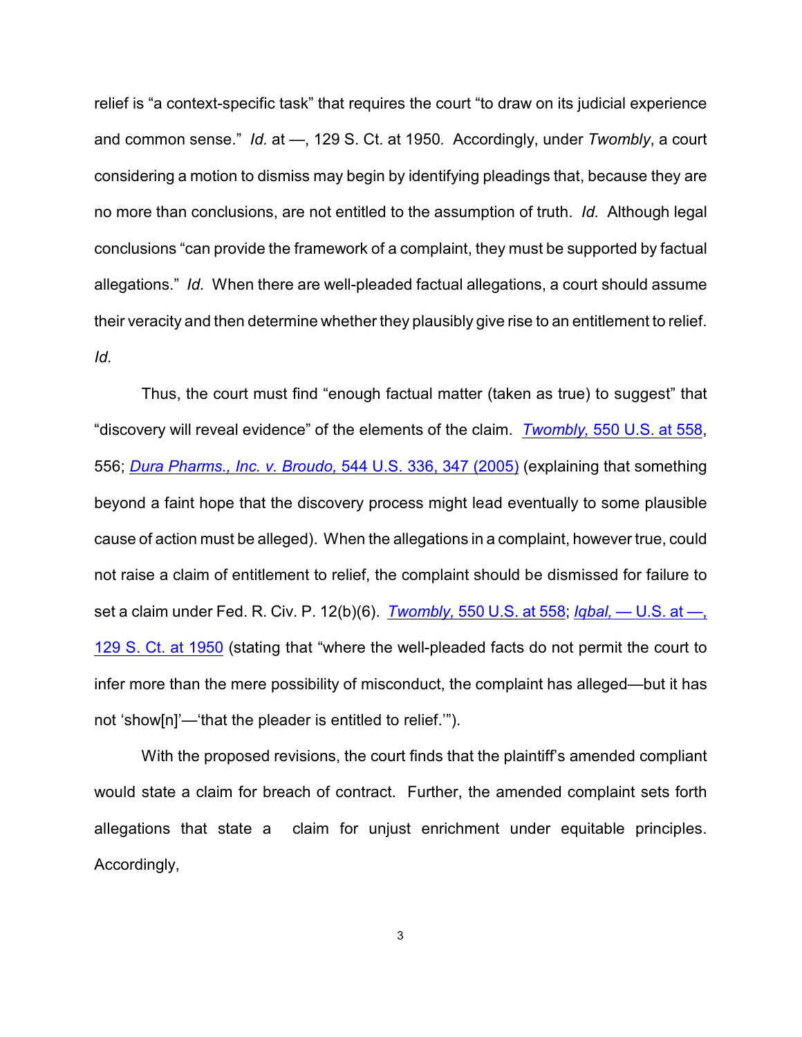relief is "a context-specific task" that requires the court "to draw on its judicial experience and common sense." *Id.* at —, 129 S. Ct. at 1950. Accordingly, under *Twombly*, a court considering a motion to dismiss may begin by identifying pleadings that, because they are no more than conclusions, are not entitled to the assumption of truth. *Id.* Although legal conclusions "can provide the framework of a complaint, they must be supported by factual allegations." *Id.* When there are well-pleaded factual allegations, a court should assume their veracity and then determine whether they plausibly give rise to an entitlement to relief. *Id.*

Thus, the court must find "enough factual matter (taken as true) to suggest" that "discovery will reveal evidence" of the elements of the claim. *Twombly,* 550 U.S. at 558, 556; *Dura Pharms., Inc. v. Broudo,* 544 U.S. 336, 347 (2005) (explaining that something beyond a faint hope that the discovery process might lead eventually to some plausible cause of action must be alleged). When the allegations in a complaint, however true, could not raise a claim of entitlement to relief, the complaint should be dismissed for failure to set a claim under Fed. R. Civ. P. 12(b)(6). *Twombly,* 550 U.S. at 558; *Iqbal,* — U.S. at —, 129 S. Ct. at 1950 (stating that "where the well-pleaded facts do not permit the court to infer more than the mere possibility of misconduct, the complaint has alleged—but it has not 'show[n]'—'that the pleader is entitled to relief.'").

With the proposed revisions, the court finds that the plaintiff's amended compliant would state a claim for breach of contract. Further, the amended complaint sets forth allegations that state a claim for unjust enrichment under equitable principles. Accordingly,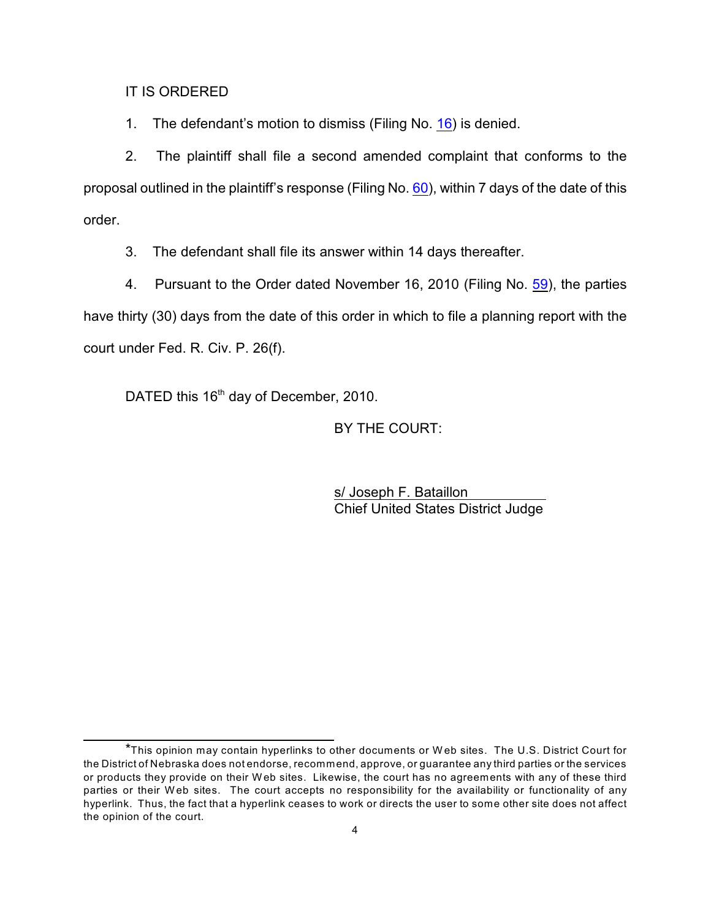IT IS ORDERED

1. The defendant's motion to dismiss (Filing No. 16) is denied.

2. The plaintiff shall file a second amended complaint that conforms to the proposal outlined in the plaintiff's response (Filing No. 60), within 7 days of the date of this order.

3. The defendant shall file its answer within 14 days thereafter.

4. Pursuant to the Order dated November 16, 2010 (Filing No. 59), the parties have thirty (30) days from the date of this order in which to file a planning report with the court under Fed. R. Civ. P. 26(f).

DATED this 16th day of December, 2010.

BY THE COURT:

s/ Joseph F. Bataillon
Chief United States District Judge

---

*This opinion may contain hyperlinks to other documents or Web sites. The U.S. District Court for the District of Nebraska does not endorse, recommend, approve, or guarantee any third parties or the services or products they provide on their Web sites. Likewise, the court has no agreements with any of these third parties or their Web sites. The court accepts no responsibility for the availability or functionality of any hyperlink. Thus, the fact that a hyperlink ceases to work or directs the user to some other site does not affect the opinion of the court.